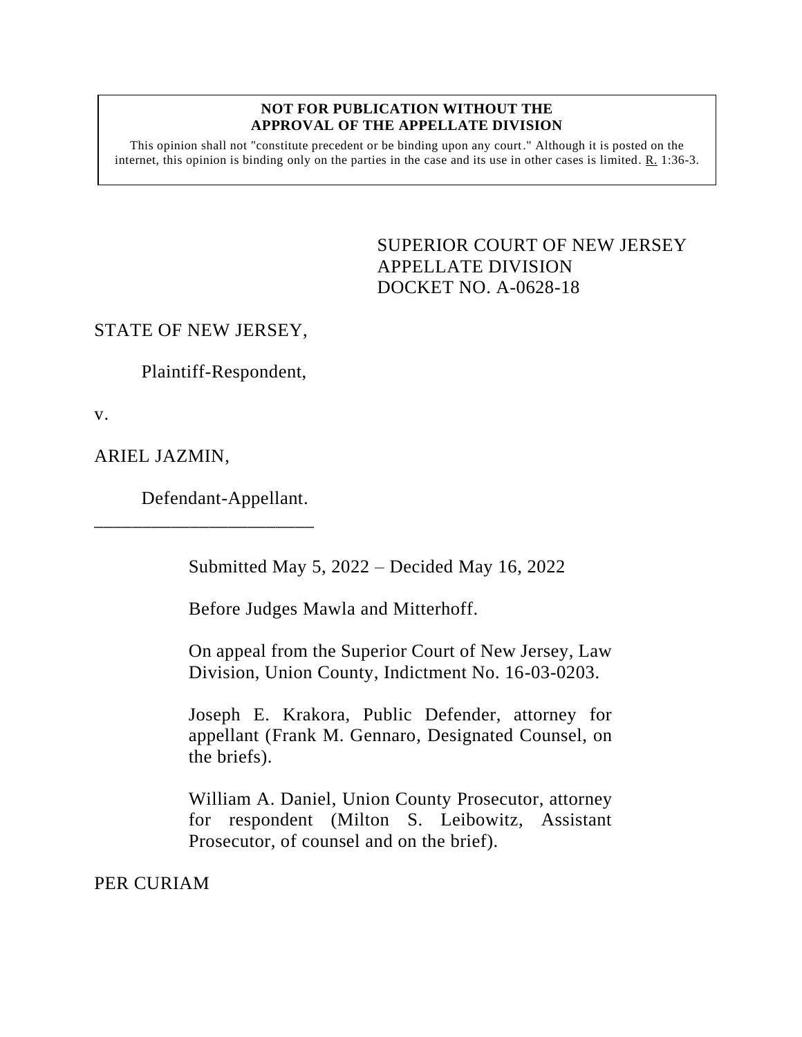**NOT FOR PUBLICATION WITHOUT THE APPROVAL OF THE APPELLATE DIVISION**

This opinion shall not "constitute precedent or be binding upon any court." Although it is posted on the internet, this opinion is binding only on the parties in the case and its use in other cases is limited. R. 1:36-3.

SUPERIOR COURT OF NEW JERSEY
APPELLATE DIVISION
DOCKET NO. A-0628-18

STATE OF NEW JERSEY,

Plaintiff-Respondent,

v.

ARIEL JAZMIN,

Defendant-Appellant.

\_\_\_\_\_\_\_\_\_\_\_\_\_\_\_\_\_\_\_\_\_\_\_\_

Submitted May 5, 2022 – Decided May 16, 2022

Before Judges Mawla and Mitterhoff.

On appeal from the Superior Court of New Jersey, Law Division, Union County, Indictment No. 16-03-0203.

Joseph E. Krakora, Public Defender, attorney for appellant (Frank M. Gennaro, Designated Counsel, on the briefs).

William A. Daniel, Union County Prosecutor, attorney for respondent (Milton S. Leibowitz, Assistant Prosecutor, of counsel and on the brief).

PER CURIAM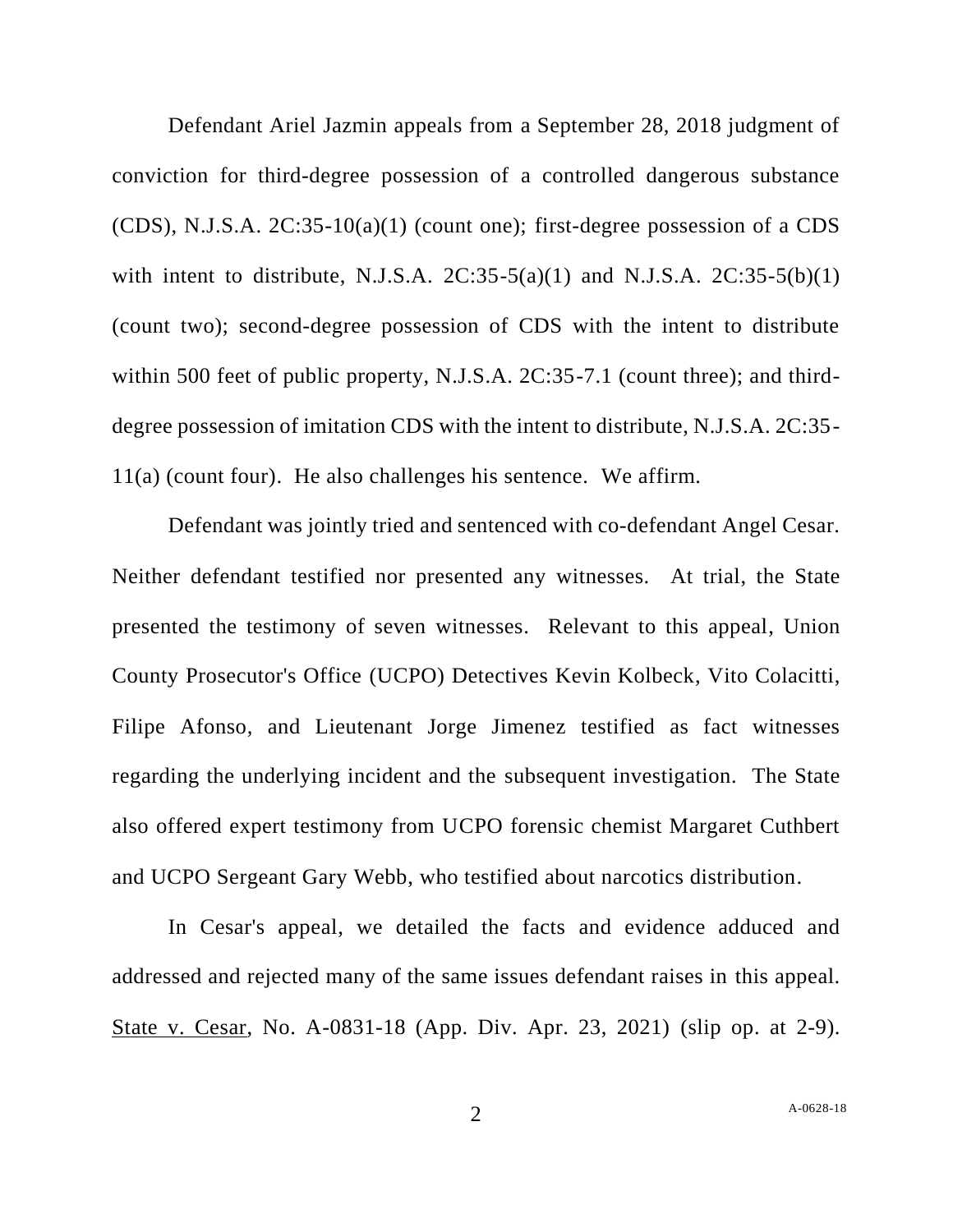Defendant Ariel Jazmin appeals from a September 28, 2018 judgment of conviction for third-degree possession of a controlled dangerous substance (CDS), N.J.S.A. 2C:35-10(a)(1) (count one); first-degree possession of a CDS with intent to distribute, N.J.S.A. 2C:35-5(a)(1) and N.J.S.A. 2C:35-5(b)(1) (count two); second-degree possession of CDS with the intent to distribute within 500 feet of public property, N.J.S.A. 2C:35-7.1 (count three); and third-degree possession of imitation CDS with the intent to distribute, N.J.S.A. 2C:35-11(a) (count four). He also challenges his sentence. We affirm.

Defendant was jointly tried and sentenced with co-defendant Angel Cesar. Neither defendant testified nor presented any witnesses. At trial, the State presented the testimony of seven witnesses. Relevant to this appeal, Union County Prosecutor's Office (UCPO) Detectives Kevin Kolbeck, Vito Colacitti, Filipe Afonso, and Lieutenant Jorge Jimenez testified as fact witnesses regarding the underlying incident and the subsequent investigation. The State also offered expert testimony from UCPO forensic chemist Margaret Cuthbert and UCPO Sergeant Gary Webb, who testified about narcotics distribution.

In Cesar's appeal, we detailed the facts and evidence adduced and addressed and rejected many of the same issues defendant raises in this appeal. State v. Cesar, No. A-0831-18 (App. Div. Apr. 23, 2021) (slip op. at 2-9).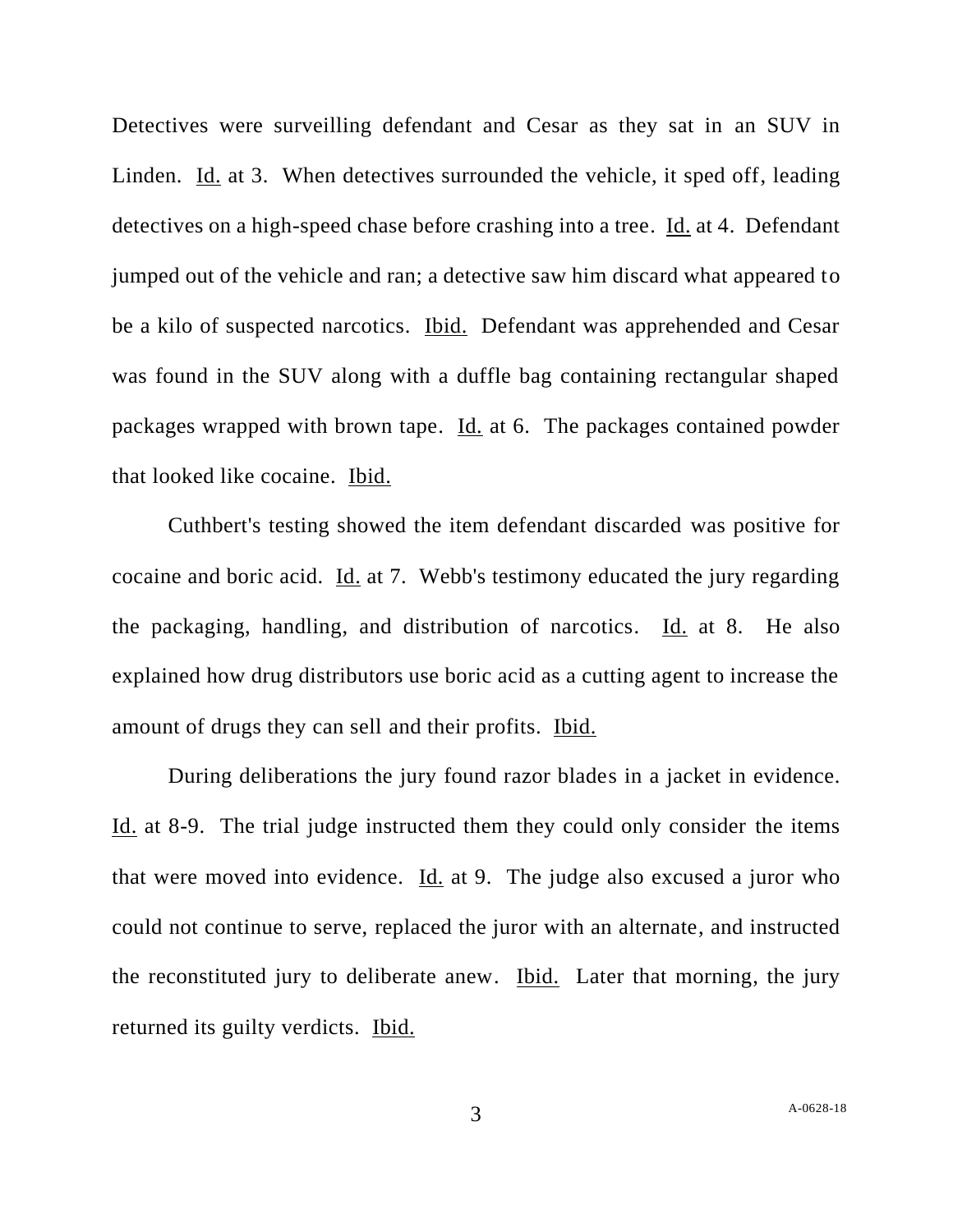Detectives were surveilling defendant and Cesar as they sat in an SUV in Linden. Id. at 3. When detectives surrounded the vehicle, it sped off, leading detectives on a high-speed chase before crashing into a tree. Id. at 4. Defendant jumped out of the vehicle and ran; a detective saw him discard what appeared to be a kilo of suspected narcotics. Ibid. Defendant was apprehended and Cesar was found in the SUV along with a duffle bag containing rectangular shaped packages wrapped with brown tape. Id. at 6. The packages contained powder that looked like cocaine. Ibid.

Cuthbert's testing showed the item defendant discarded was positive for cocaine and boric acid. Id. at 7. Webb's testimony educated the jury regarding the packaging, handling, and distribution of narcotics. Id. at 8. He also explained how drug distributors use boric acid as a cutting agent to increase the amount of drugs they can sell and their profits. Ibid.

During deliberations the jury found razor blades in a jacket in evidence. Id. at 8-9. The trial judge instructed them they could only consider the items that were moved into evidence. Id. at 9. The judge also excused a juror who could not continue to serve, replaced the juror with an alternate, and instructed the reconstituted jury to deliberate anew. Ibid. Later that morning, the jury returned its guilty verdicts. Ibid.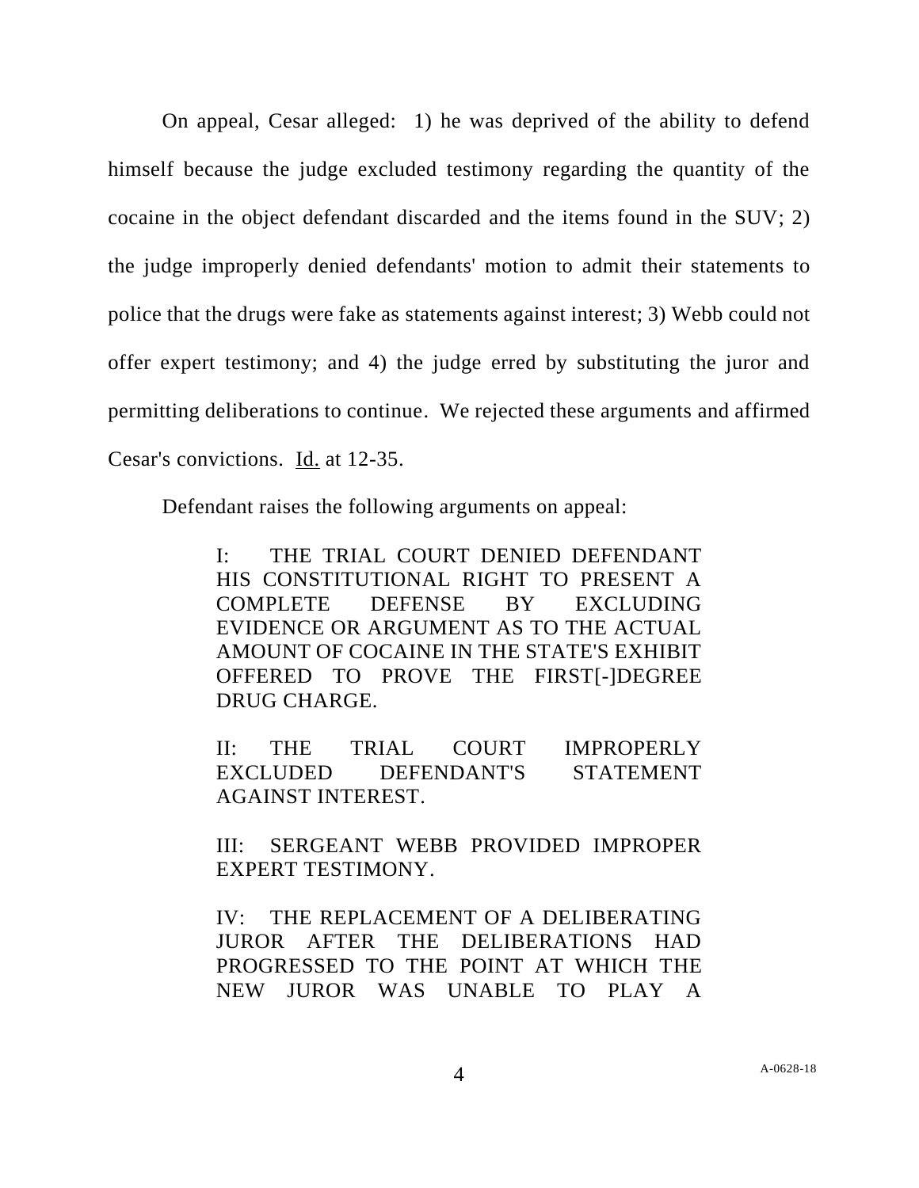On appeal, Cesar alleged: 1) he was deprived of the ability to defend himself because the judge excluded testimony regarding the quantity of the cocaine in the object defendant discarded and the items found in the SUV; 2) the judge improperly denied defendants' motion to admit their statements to police that the drugs were fake as statements against interest; 3) Webb could not offer expert testimony; and 4) the judge erred by substituting the juror and permitting deliberations to continue. We rejected these arguments and affirmed Cesar's convictions. Id. at 12-35.

Defendant raises the following arguments on appeal:

> I: THE TRIAL COURT DENIED DEFENDANT HIS CONSTITUTIONAL RIGHT TO PRESENT A COMPLETE DEFENSE BY EXCLUDING EVIDENCE OR ARGUMENT AS TO THE ACTUAL AMOUNT OF COCAINE IN THE STATE'S EXHIBIT OFFERED TO PROVE THE FIRST[-]DEGREE DRUG CHARGE.
>
> II: THE TRIAL COURT IMPROPERLY EXCLUDED DEFENDANT'S STATEMENT AGAINST INTEREST.
>
> III: SERGEANT WEBB PROVIDED IMPROPER EXPERT TESTIMONY.
>
> IV: THE REPLACEMENT OF A DELIBERATING JUROR AFTER THE DELIBERATIONS HAD PROGRESSED TO THE POINT AT WHICH THE NEW JUROR WAS UNABLE TO PLAY A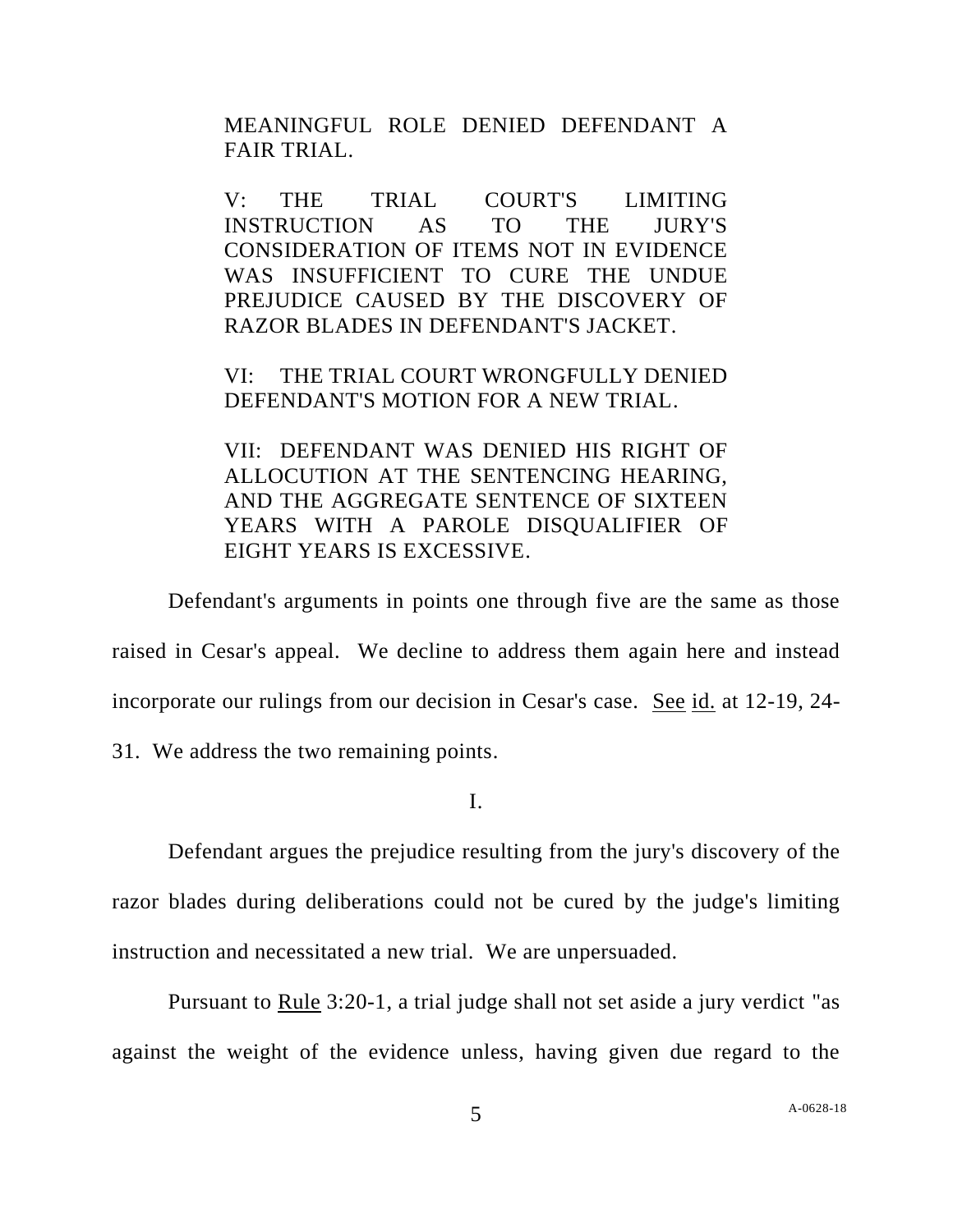> MEANINGFUL ROLE DENIED DEFENDANT A FAIR TRIAL.
>
> V: THE TRIAL COURT'S LIMITING INSTRUCTION AS TO THE JURY'S CONSIDERATION OF ITEMS NOT IN EVIDENCE WAS INSUFFICIENT TO CURE THE UNDUE PREJUDICE CAUSED BY THE DISCOVERY OF RAZOR BLADES IN DEFENDANT'S JACKET.
>
> VI: THE TRIAL COURT WRONGFULLY DENIED DEFENDANT'S MOTION FOR A NEW TRIAL.
>
> VII: DEFENDANT WAS DENIED HIS RIGHT OF ALLOCUTION AT THE SENTENCING HEARING, AND THE AGGREGATE SENTENCE OF SIXTEEN YEARS WITH A PAROLE DISQUALIFIER OF EIGHT YEARS IS EXCESSIVE.

Defendant's arguments in points one through five are the same as those raised in Cesar's appeal. We decline to address them again here and instead incorporate our rulings from our decision in Cesar's case. See id. at 12-19, 24-31. We address the two remaining points.

I.

Defendant argues the prejudice resulting from the jury's discovery of the razor blades during deliberations could not be cured by the judge's limiting instruction and necessitated a new trial. We are unpersuaded.

Pursuant to Rule 3:20-1, a trial judge shall not set aside a jury verdict "as against the weight of the evidence unless, having given due regard to the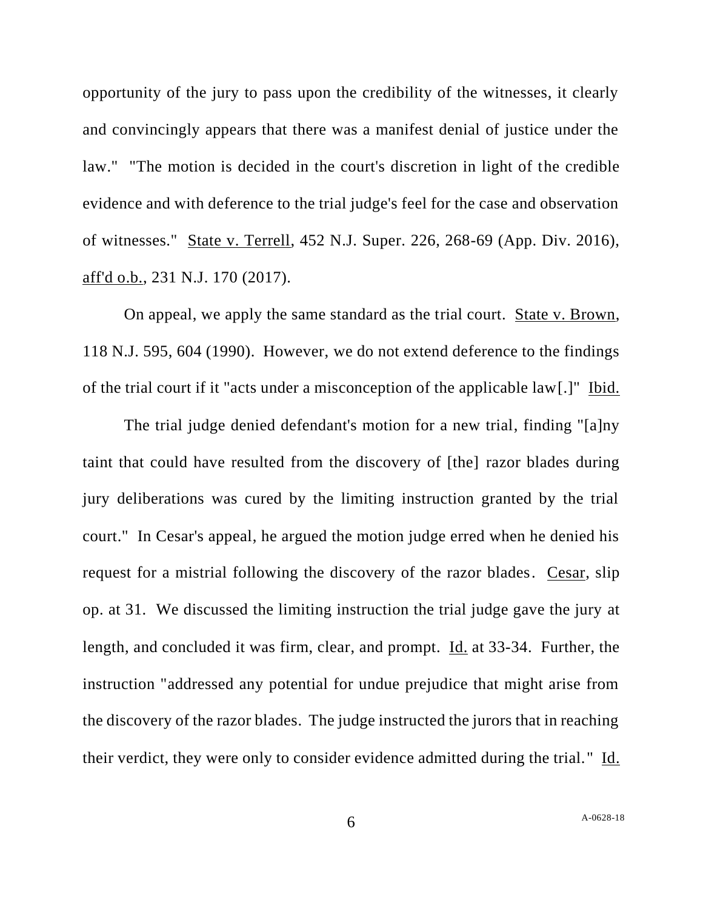opportunity of the jury to pass upon the credibility of the witnesses, it clearly and convincingly appears that there was a manifest denial of justice under the law." "The motion is decided in the court's discretion in light of the credible evidence and with deference to the trial judge's feel for the case and observation of witnesses." State v. Terrell, 452 N.J. Super. 226, 268-69 (App. Div. 2016), aff'd o.b., 231 N.J. 170 (2017).

On appeal, we apply the same standard as the trial court. State v. Brown, 118 N.J. 595, 604 (1990). However, we do not extend deference to the findings of the trial court if it "acts under a misconception of the applicable law[.]" Ibid.

The trial judge denied defendant's motion for a new trial, finding "[a]ny taint that could have resulted from the discovery of [the] razor blades during jury deliberations was cured by the limiting instruction granted by the trial court." In Cesar's appeal, he argued the motion judge erred when he denied his request for a mistrial following the discovery of the razor blades. Cesar, slip op. at 31. We discussed the limiting instruction the trial judge gave the jury at length, and concluded it was firm, clear, and prompt. Id. at 33-34. Further, the instruction "addressed any potential for undue prejudice that might arise from the discovery of the razor blades. The judge instructed the jurors that in reaching their verdict, they were only to consider evidence admitted during the trial." Id.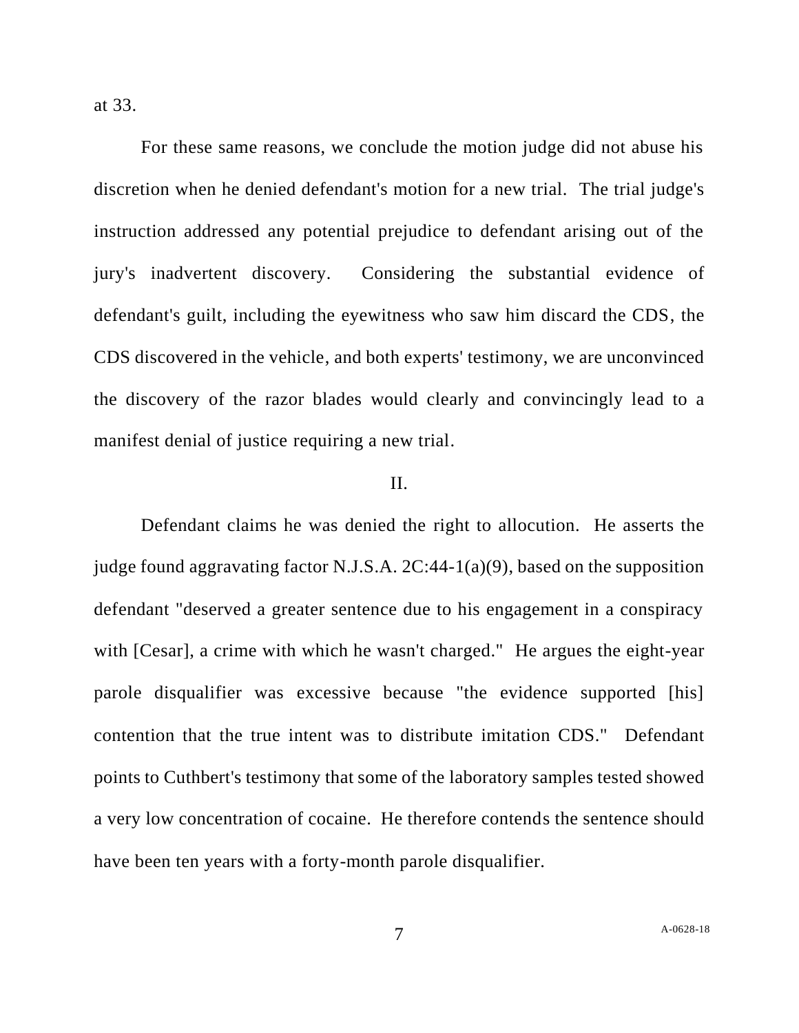at 33.

For these same reasons, we conclude the motion judge did not abuse his discretion when he denied defendant's motion for a new trial. The trial judge's instruction addressed any potential prejudice to defendant arising out of the jury's inadvertent discovery. Considering the substantial evidence of defendant's guilt, including the eyewitness who saw him discard the CDS, the CDS discovered in the vehicle, and both experts' testimony, we are unconvinced the discovery of the razor blades would clearly and convincingly lead to a manifest denial of justice requiring a new trial.

II.

Defendant claims he was denied the right to allocution. He asserts the judge found aggravating factor N.J.S.A. 2C:44-1(a)(9), based on the supposition defendant "deserved a greater sentence due to his engagement in a conspiracy with [Cesar], a crime with which he wasn't charged." He argues the eight-year parole disqualifier was excessive because "the evidence supported [his] contention that the true intent was to distribute imitation CDS." Defendant points to Cuthbert's testimony that some of the laboratory samples tested showed a very low concentration of cocaine. He therefore contends the sentence should have been ten years with a forty-month parole disqualifier.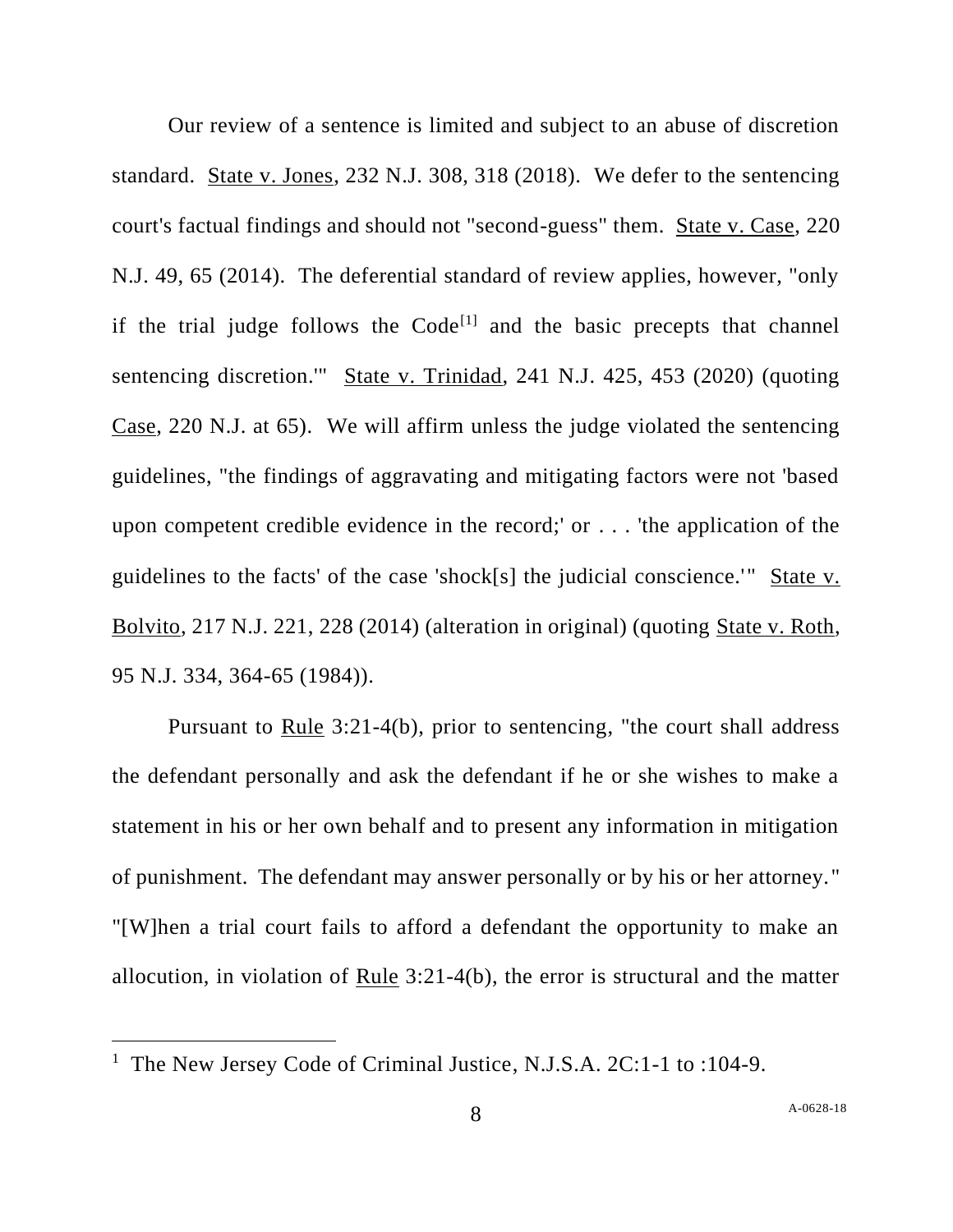Our review of a sentence is limited and subject to an abuse of discretion standard. State v. Jones, 232 N.J. 308, 318 (2018). We defer to the sentencing court's factual findings and should not "second-guess" them. State v. Case, 220 N.J. 49, 65 (2014). The deferential standard of review applies, however, "only if the trial judge follows the Code[1] and the basic precepts that channel sentencing discretion.'" State v. Trinidad, 241 N.J. 425, 453 (2020) (quoting Case, 220 N.J. at 65). We will affirm unless the judge violated the sentencing guidelines, "the findings of aggravating and mitigating factors were not 'based upon competent credible evidence in the record;' or . . . 'the application of the guidelines to the facts' of the case 'shock[s] the judicial conscience.'" State v. Bolvito, 217 N.J. 221, 228 (2014) (alteration in original) (quoting State v. Roth, 95 N.J. 334, 364-65 (1984)).

Pursuant to Rule 3:21-4(b), prior to sentencing, "the court shall address the defendant personally and ask the defendant if he or she wishes to make a statement in his or her own behalf and to present any information in mitigation of punishment. The defendant may answer personally or by his or her attorney." "[W]hen a trial court fails to afford a defendant the opportunity to make an allocution, in violation of Rule 3:21-4(b), the error is structural and the matter

---

[1] The New Jersey Code of Criminal Justice, N.J.S.A. 2C:1-1 to :104-9.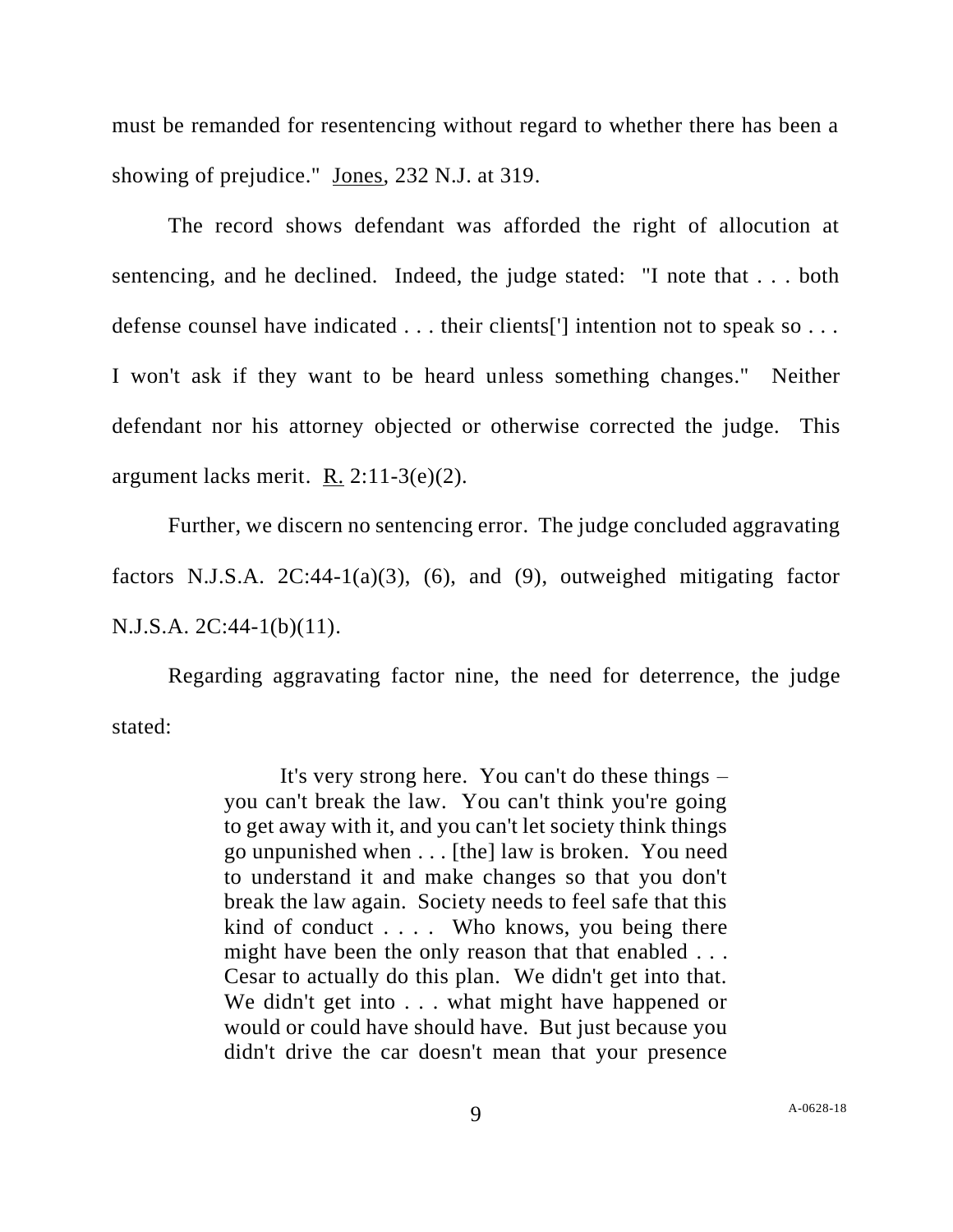must be remanded for resentencing without regard to whether there has been a showing of prejudice." Jones, 232 N.J. at 319.

The record shows defendant was afforded the right of allocution at sentencing, and he declined. Indeed, the judge stated: "I note that . . . both defense counsel have indicated . . . their clients['] intention not to speak so . . . I won't ask if they want to be heard unless something changes." Neither defendant nor his attorney objected or otherwise corrected the judge. This argument lacks merit. R. 2:11-3(e)(2).

Further, we discern no sentencing error. The judge concluded aggravating factors N.J.S.A. 2C:44-1(a)(3), (6), and (9), outweighed mitigating factor N.J.S.A. 2C:44-1(b)(11).

Regarding aggravating factor nine, the need for deterrence, the judge stated:

> It's very strong here. You can't do these things – you can't break the law. You can't think you're going to get away with it, and you can't let society think things go unpunished when . . . [the] law is broken. You need to understand it and make changes so that you don't break the law again. Society needs to feel safe that this kind of conduct . . . . Who knows, you being there might have been the only reason that that enabled . . . Cesar to actually do this plan. We didn't get into that. We didn't get into . . . what might have happened or would or could have should have. But just because you didn't drive the car doesn't mean that your presence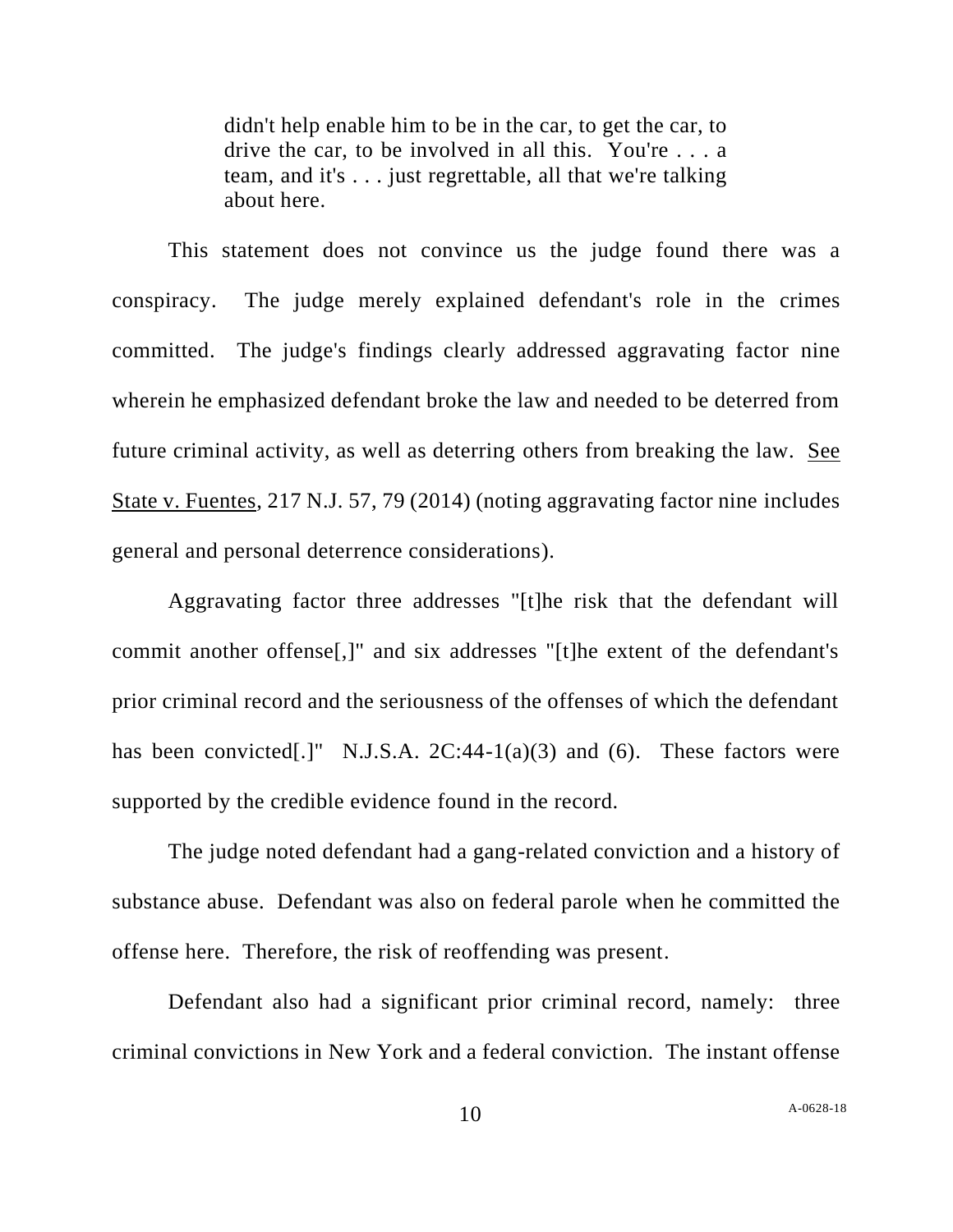> didn't help enable him to be in the car, to get the car, to drive the car, to be involved in all this. You're . . . a team, and it's . . . just regrettable, all that we're talking about here.

This statement does not convince us the judge found there was a conspiracy. The judge merely explained defendant's role in the crimes committed. The judge's findings clearly addressed aggravating factor nine wherein he emphasized defendant broke the law and needed to be deterred from future criminal activity, as well as deterring others from breaking the law. See State v. Fuentes, 217 N.J. 57, 79 (2014) (noting aggravating factor nine includes general and personal deterrence considerations).

Aggravating factor three addresses "[t]he risk that the defendant will commit another offense[,]" and six addresses "[t]he extent of the defendant's prior criminal record and the seriousness of the offenses of which the defendant has been convicted[.]" N.J.S.A. 2C:44-1(a)(3) and (6). These factors were supported by the credible evidence found in the record.

The judge noted defendant had a gang-related conviction and a history of substance abuse. Defendant was also on federal parole when he committed the offense here. Therefore, the risk of reoffending was present.

Defendant also had a significant prior criminal record, namely: three criminal convictions in New York and a federal conviction. The instant offense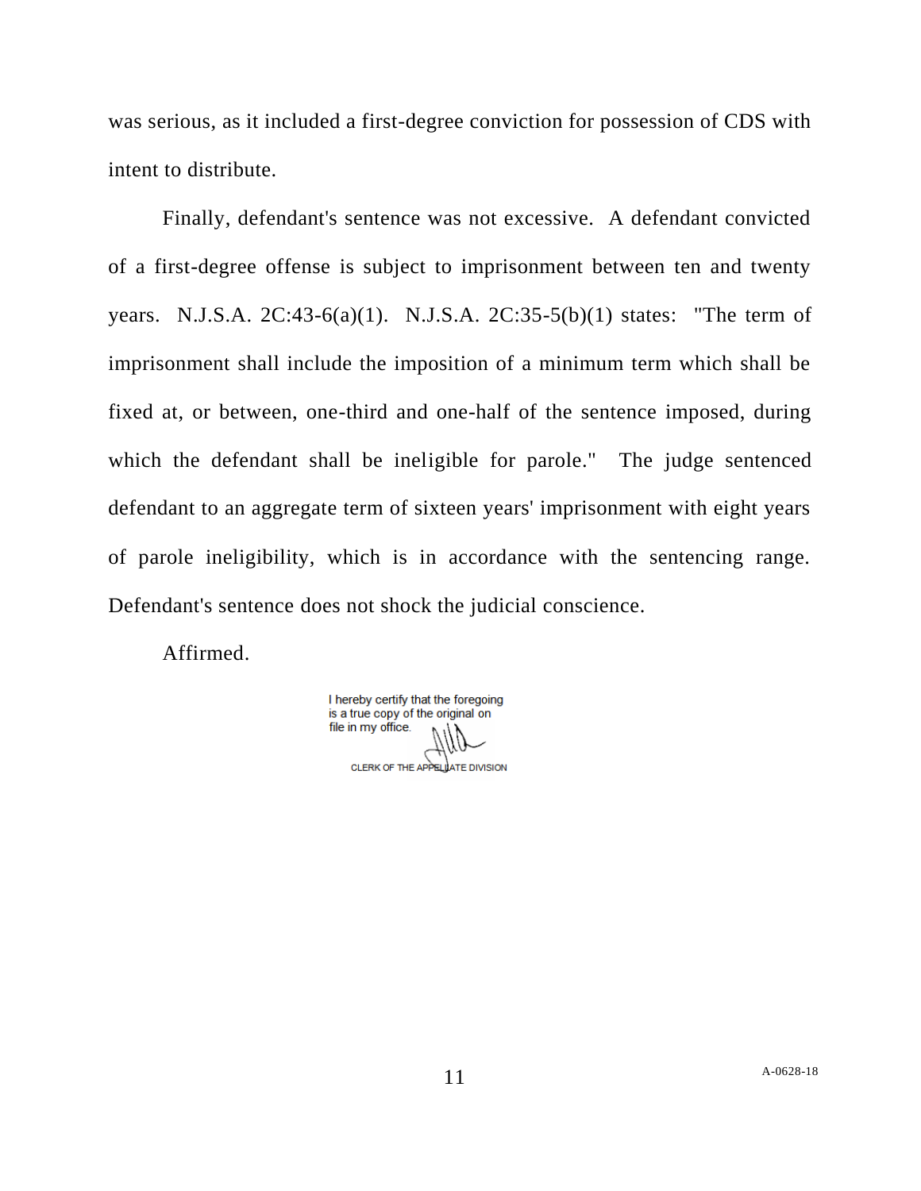was serious, as it included a first-degree conviction for possession of CDS with intent to distribute.

Finally, defendant's sentence was not excessive. A defendant convicted of a first-degree offense is subject to imprisonment between ten and twenty years. N.J.S.A. 2C:43-6(a)(1). N.J.S.A. 2C:35-5(b)(1) states: "The term of imprisonment shall include the imposition of a minimum term which shall be fixed at, or between, one-third and one-half of the sentence imposed, during which the defendant shall be ineligible for parole." The judge sentenced defendant to an aggregate term of sixteen years' imprisonment with eight years of parole ineligibility, which is in accordance with the sentencing range. Defendant's sentence does not shock the judicial conscience.

Affirmed.

I hereby certify that the foregoing is a true copy of the original on file in my office.

CLERK OF THE APPELLATE DIVISION